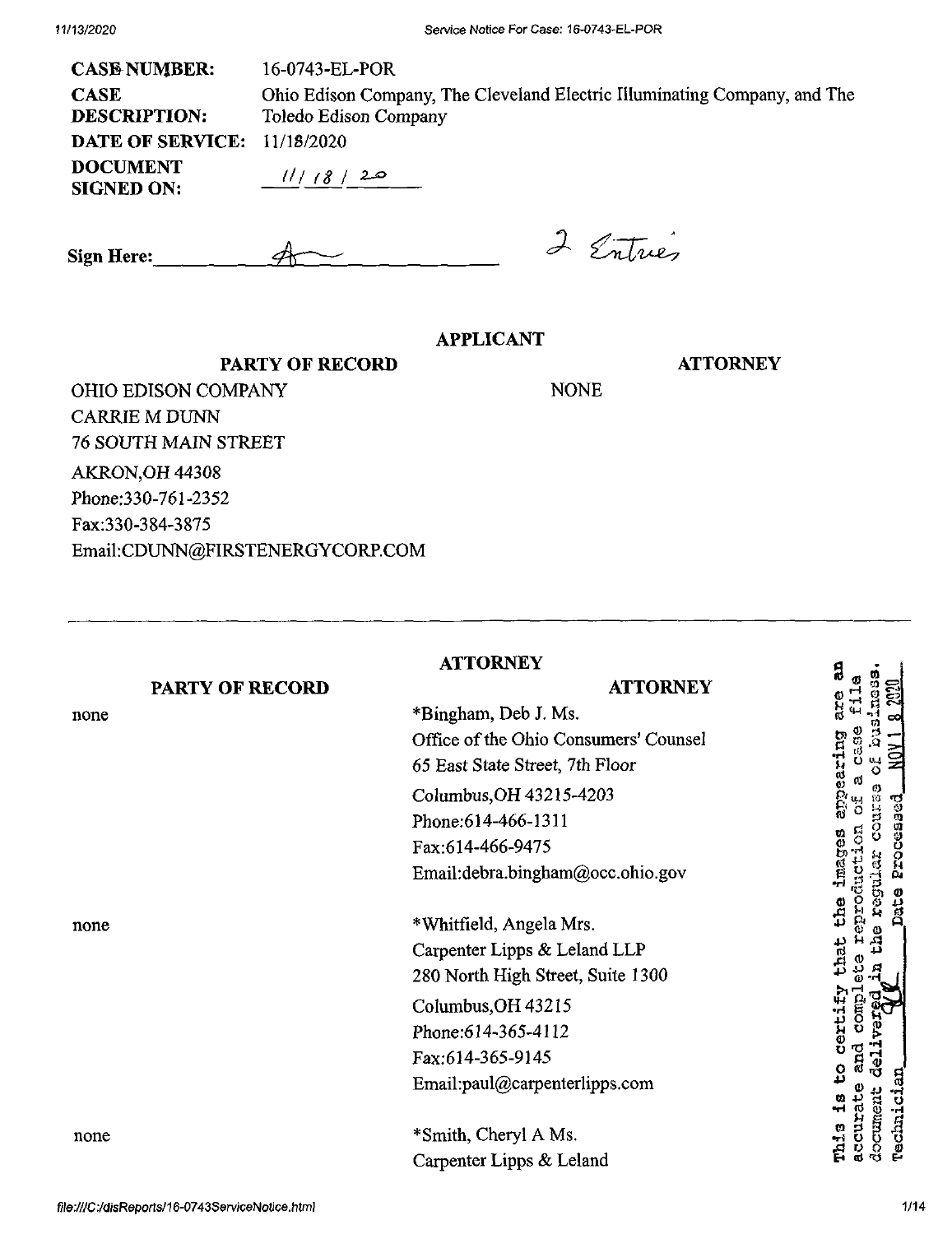| | |
|---|---|
| **CASE NUMBER:** | 16-0743-EL-POR |
| **CASE DESCRIPTION:** | Ohio Edison Company, The Cleveland Electric Illuminating Company, and The Toledo Edison Company |
| **DATE OF SERVICE:** | 11/18/2020 |
| **DOCUMENT SIGNED ON:** | 11/18/20 |

**Sign Here:** ________________ 2 Entries

## APPLICANT

| PARTY OF RECORD | ATTORNEY |
|---|---|
| OHIO EDISON COMPANY<br>CARRIE M DUNN<br>76 SOUTH MAIN STREET<br>AKRON,OH 44308<br>Phone:330-761-2352<br>Fax:330-384-3875<br>Email:CDUNN@FIRSTENERGYCORP.COM | NONE |

---

## ATTORNEY

| PARTY OF RECORD | ATTORNEY |
|---|---|
| none | *Bingham, Deb J. Ms.<br>Office of the Ohio Consumers' Counsel<br>65 East State Street, 7th Floor<br>Columbus,OH 43215-4203<br>Phone:614-466-1311<br>Fax:614-466-9475<br>Email:debra.bingham@occ.ohio.gov |
| none | *Whitfield, Angela Mrs.<br>Carpenter Lipps & Leland LLP<br>280 North High Street, Suite 1300<br>Columbus,OH 43215<br>Phone:614-365-4112<br>Fax:614-365-9145<br>Email:paul@carpenterlipps.com |
| none | *Smith, Cheryl A Ms.<br>Carpenter Lipps & Leland |

This is to certify that the images appearing are an accurate and complete reproduction of a case file document delivered in the regular course of business. Technician ____ Date Processed NOV 18 2020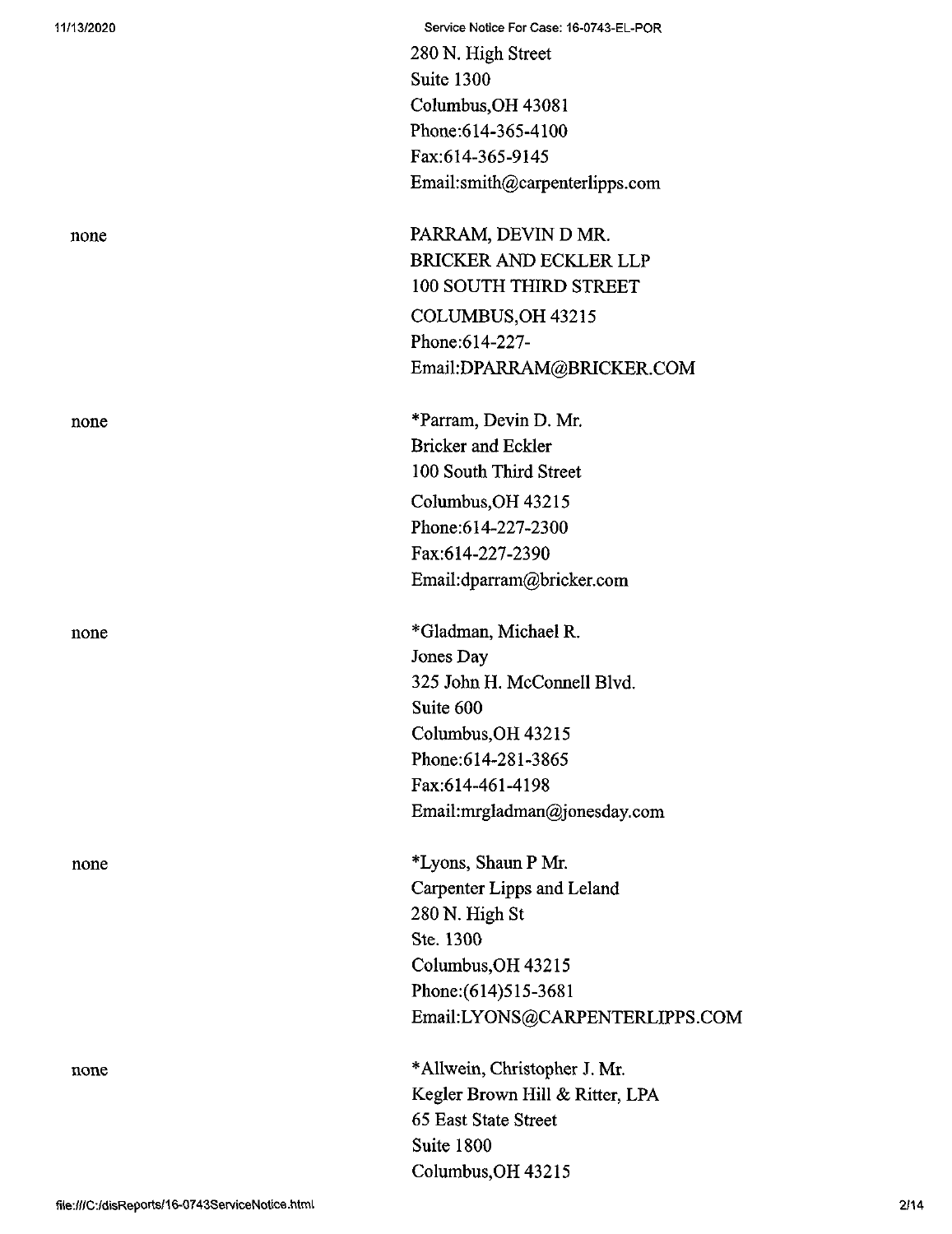280 N. High Street
Suite 1300
Columbus,OH 43081
Phone:614-365-4100
Fax:614-365-9145
Email:smith@carpenterlipps.com

| | |
|---|---|
| none | PARRAM, DEVIN D MR.<br>BRICKER AND ECKLER LLP<br>100 SOUTH THIRD STREET<br>COLUMBUS,OH 43215<br>Phone:614-227-<br>Email:DPARRAM@BRICKER.COM |
| none | *Parram, Devin D. Mr.<br>Bricker and Eckler<br>100 South Third Street<br>Columbus,OH 43215<br>Phone:614-227-2300<br>Fax:614-227-2390<br>Email:dparram@bricker.com |
| none | *Gladman, Michael R.<br>Jones Day<br>325 John H. McConnell Blvd.<br>Suite 600<br>Columbus,OH 43215<br>Phone:614-281-3865<br>Fax:614-461-4198<br>Email:mrgladman@jonesday.com |
| none | *Lyons, Shaun P Mr.<br>Carpenter Lipps and Leland<br>280 N. High St<br>Ste. 1300<br>Columbus,OH 43215<br>Phone:(614)515-3681<br>Email:LYONS@CARPENTERLIPPS.COM |
| none | *Allwein, Christopher J. Mr.<br>Kegler Brown Hill & Ritter, LPA<br>65 East State Street<br>Suite 1800<br>Columbus,OH 43215 |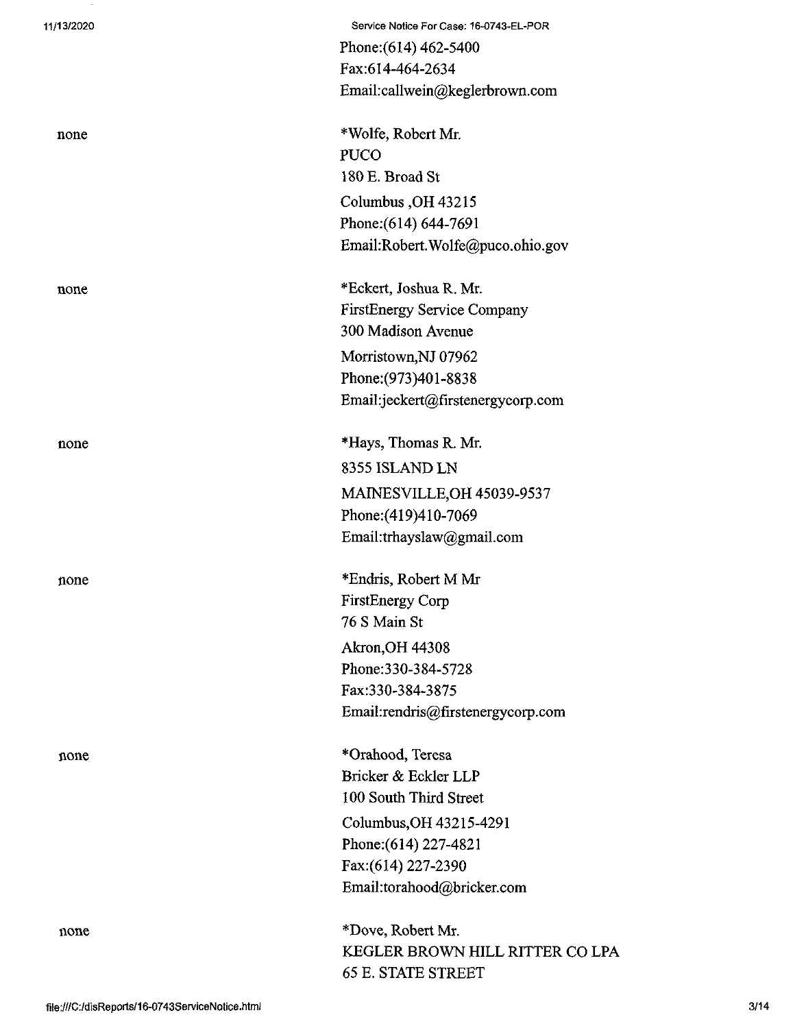Phone:(614) 462-5400
Fax:614-464-2634
Email:callwein@keglerbrown.com

| | |
|---|---|
| none | *Wolfe, Robert Mr.<br>PUCO<br>180 E. Broad St<br>Columbus ,OH 43215<br>Phone:(614) 644-7691<br>Email:Robert.Wolfe@puco.ohio.gov |
| none | *Eckert, Joshua R. Mr.<br>FirstEnergy Service Company<br>300 Madison Avenue<br>Morristown,NJ 07962<br>Phone:(973)401-8838<br>Email:jeckert@firstenergycorp.com |
| none | *Hays, Thomas R. Mr.<br>8355 ISLAND LN<br>MAINESVILLE,OH 45039-9537<br>Phone:(419)410-7069<br>Email:trhayslaw@gmail.com |
| none | *Endris, Robert M Mr<br>FirstEnergy Corp<br>76 S Main St<br>Akron,OH 44308<br>Phone:330-384-5728<br>Fax:330-384-3875<br>Email:rendris@firstenergycorp.com |
| none | *Orahood, Teresa<br>Bricker & Eckler LLP<br>100 South Third Street<br>Columbus,OH 43215-4291<br>Phone:(614) 227-4821<br>Fax:(614) 227-2390<br>Email:torahood@bricker.com |
| none | *Dove, Robert Mr.<br>KEGLER BROWN HILL RITTER CO LPA<br>65 E. STATE STREET |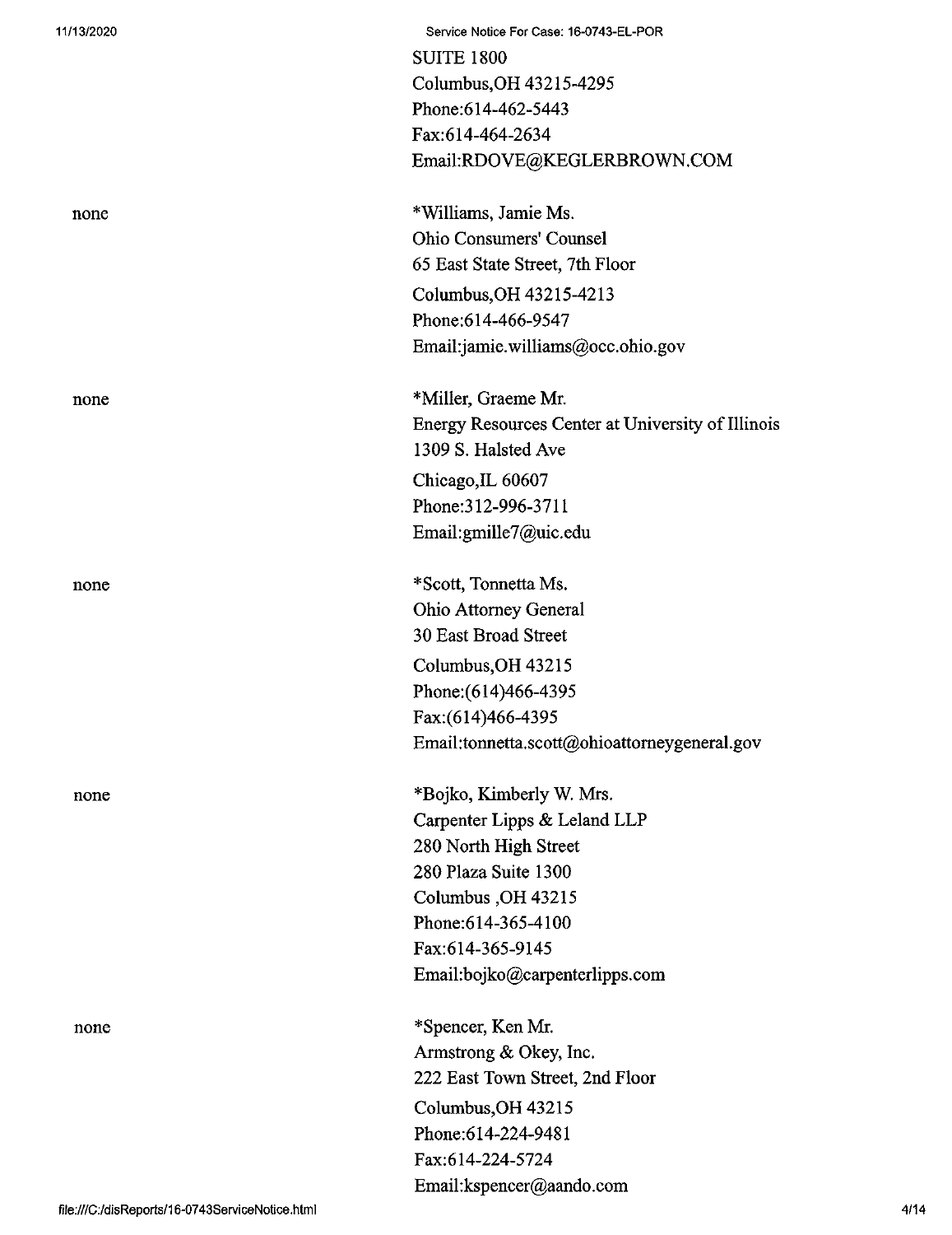SUITE 1800
Columbus,OH 43215-4295
Phone:614-462-5443
Fax:614-464-2634
Email:RDOVE@KEGLERBROWN.COM

| | |
|---|---|
| none | *Williams, Jamie Ms.<br>Ohio Consumers' Counsel<br>65 East State Street, 7th Floor<br>Columbus,OH 43215-4213<br>Phone:614-466-9547<br>Email:jamie.williams@occ.ohio.gov |
| none | *Miller, Graeme Mr.<br>Energy Resources Center at University of Illinois<br>1309 S. Halsted Ave<br>Chicago,IL 60607<br>Phone:312-996-3711<br>Email:gmille7@uic.edu |
| none | *Scott, Tonnetta Ms.<br>Ohio Attorney General<br>30 East Broad Street<br>Columbus,OH 43215<br>Phone:(614)466-4395<br>Fax:(614)466-4395<br>Email:tonnetta.scott@ohioattorneygeneral.gov |
| none | *Bojko, Kimberly W. Mrs.<br>Carpenter Lipps & Leland LLP<br>280 North High Street<br>280 Plaza Suite 1300<br>Columbus ,OH 43215<br>Phone:614-365-4100<br>Fax:614-365-9145<br>Email:bojko@carpenterlipps.com |
| none | *Spencer, Ken Mr.<br>Armstrong & Okey, Inc.<br>222 East Town Street, 2nd Floor<br>Columbus,OH 43215<br>Phone:614-224-9481<br>Fax:614-224-5724<br>Email:kspencer@aando.com |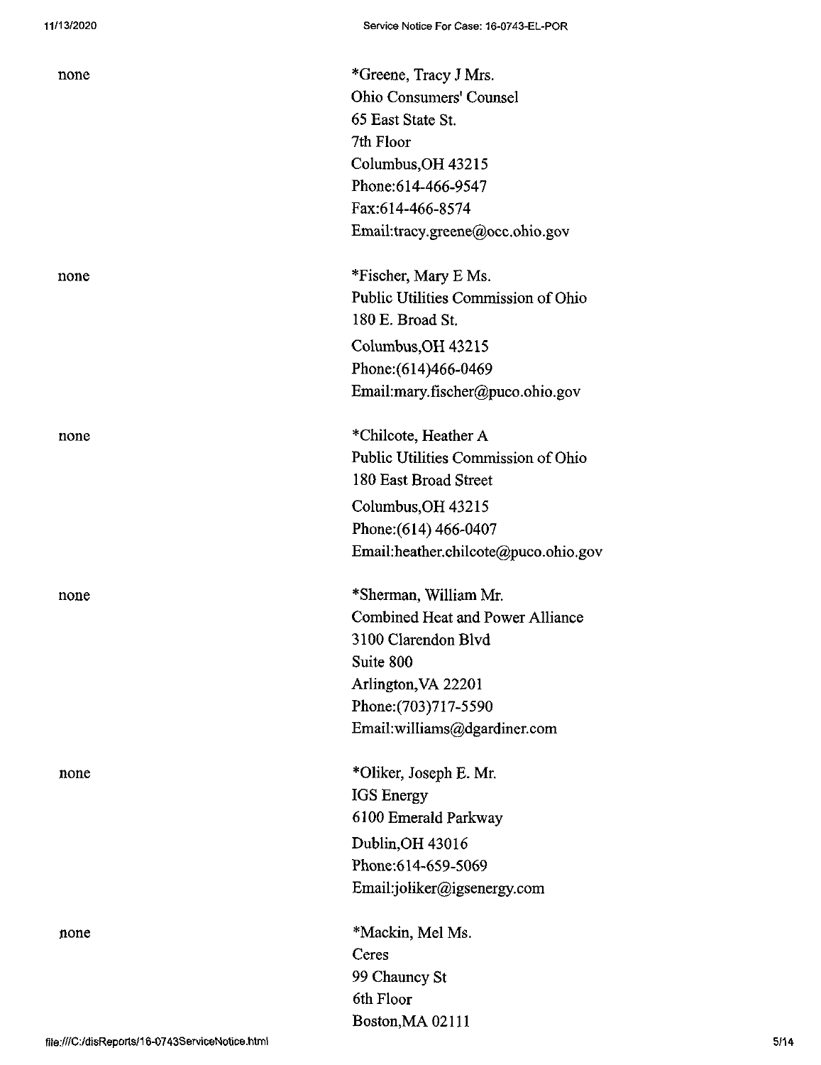| | |
|---|---|
| none | *Greene, Tracy J Mrs.<br>Ohio Consumers' Counsel<br>65 East State St.<br>7th Floor<br>Columbus,OH 43215<br>Phone:614-466-9547<br>Fax:614-466-8574<br>Email:tracy.greene@occ.ohio.gov |
| none | *Fischer, Mary E Ms.<br>Public Utilities Commission of Ohio<br>180 E. Broad St.<br>Columbus,OH 43215<br>Phone:(614)466-0469<br>Email:mary.fischer@puco.ohio.gov |
| none | *Chilcote, Heather A<br>Public Utilities Commission of Ohio<br>180 East Broad Street<br>Columbus,OH 43215<br>Phone:(614) 466-0407<br>Email:heather.chilcote@puco.ohio.gov |
| none | *Sherman, William Mr.<br>Combined Heat and Power Alliance<br>3100 Clarendon Blvd<br>Suite 800<br>Arlington,VA 22201<br>Phone:(703)717-5590<br>Email:williams@dgardiner.com |
| none | *Oliker, Joseph E. Mr.<br>IGS Energy<br>6100 Emerald Parkway<br>Dublin,OH 43016<br>Phone:614-659-5069<br>Email:joliker@igsenergy.com |
| none | *Mackin, Mel Ms.<br>Ceres<br>99 Chauncy St<br>6th Floor<br>Boston,MA 02111 |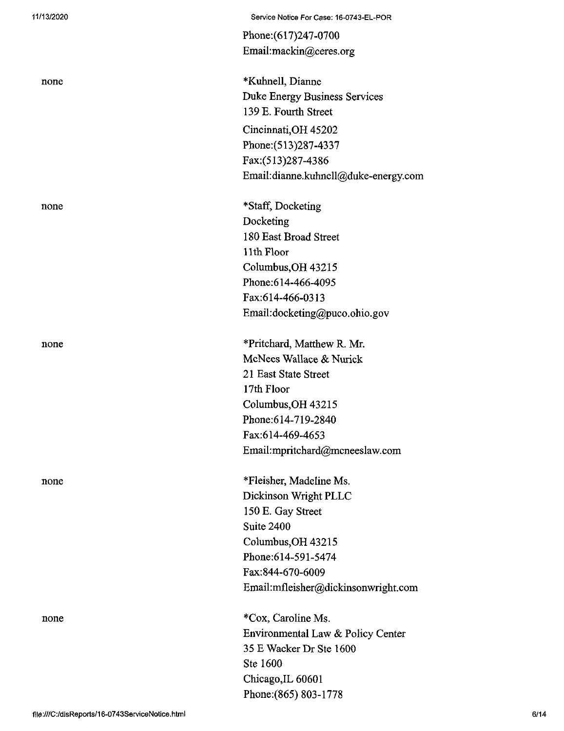Phone:(617)247-0700
Email:mackin@ceres.org

| | |
|---|---|
| none | *Kuhnell, Dianne<br>Duke Energy Business Services<br>139 E. Fourth Street<br>Cincinnati,OH 45202<br>Phone:(513)287-4337<br>Fax:(513)287-4386<br>Email:dianne.kuhnell@duke-energy.com |
| none | *Staff, Docketing<br>Docketing<br>180 East Broad Street<br>11th Floor<br>Columbus,OH 43215<br>Phone:614-466-4095<br>Fax:614-466-0313<br>Email:docketing@puco.ohio.gov |
| none | *Pritchard, Matthew R. Mr.<br>McNees Wallace & Nurick<br>21 East State Street<br>17th Floor<br>Columbus,OH 43215<br>Phone:614-719-2840<br>Fax:614-469-4653<br>Email:mpritchard@mcneeslaw.com |
| none | *Fleisher, Madeline Ms.<br>Dickinson Wright PLLC<br>150 E. Gay Street<br>Suite 2400<br>Columbus,OH 43215<br>Phone:614-591-5474<br>Fax:844-670-6009<br>Email:mfleisher@dickinsonwright.com |
| none | *Cox, Caroline Ms.<br>Environmental Law & Policy Center<br>35 E Wacker Dr Ste 1600<br>Ste 1600<br>Chicago,IL 60601<br>Phone:(865) 803-1778 |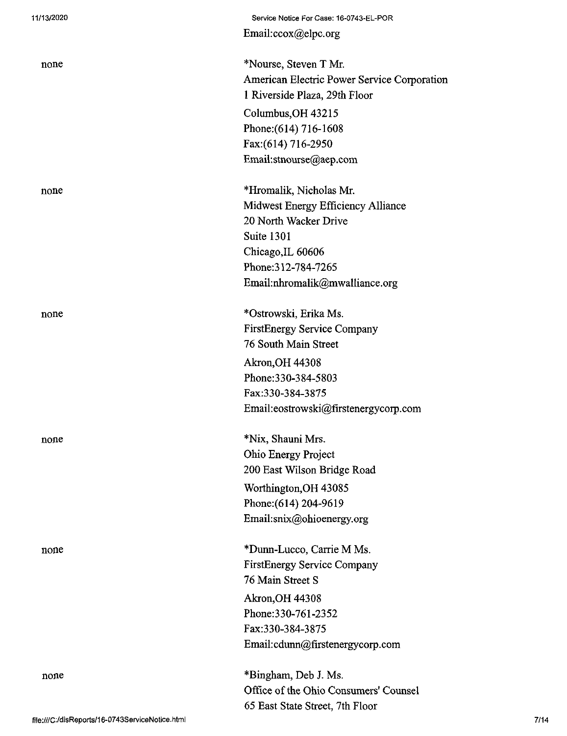Email:ccox@elpc.org

| | |
|---|---|
| none | *Nourse, Steven T Mr.<br>American Electric Power Service Corporation<br>1 Riverside Plaza, 29th Floor<br>Columbus,OH 43215<br>Phone:(614) 716-1608<br>Fax:(614) 716-2950<br>Email:stnourse@aep.com |
| none | *Hromalik, Nicholas Mr.<br>Midwest Energy Efficiency Alliance<br>20 North Wacker Drive<br>Suite 1301<br>Chicago,IL 60606<br>Phone:312-784-7265<br>Email:nhromalik@mwalliance.org |
| none | *Ostrowski, Erika Ms.<br>FirstEnergy Service Company<br>76 South Main Street<br>Akron,OH 44308<br>Phone:330-384-5803<br>Fax:330-384-3875<br>Email:eostrowski@firstenergycorp.com |
| none | *Nix, Shauni Mrs.<br>Ohio Energy Project<br>200 East Wilson Bridge Road<br>Worthington,OH 43085<br>Phone:(614) 204-9619<br>Email:snix@ohioenergy.org |
| none | *Dunn-Lucco, Carrie M Ms.<br>FirstEnergy Service Company<br>76 Main Street S<br>Akron,OH 44308<br>Phone:330-761-2352<br>Fax:330-384-3875<br>Email:cdunn@firstenergycorp.com |
| none | *Bingham, Deb J. Ms.<br>Office of the Ohio Consumers' Counsel<br>65 East State Street, 7th Floor |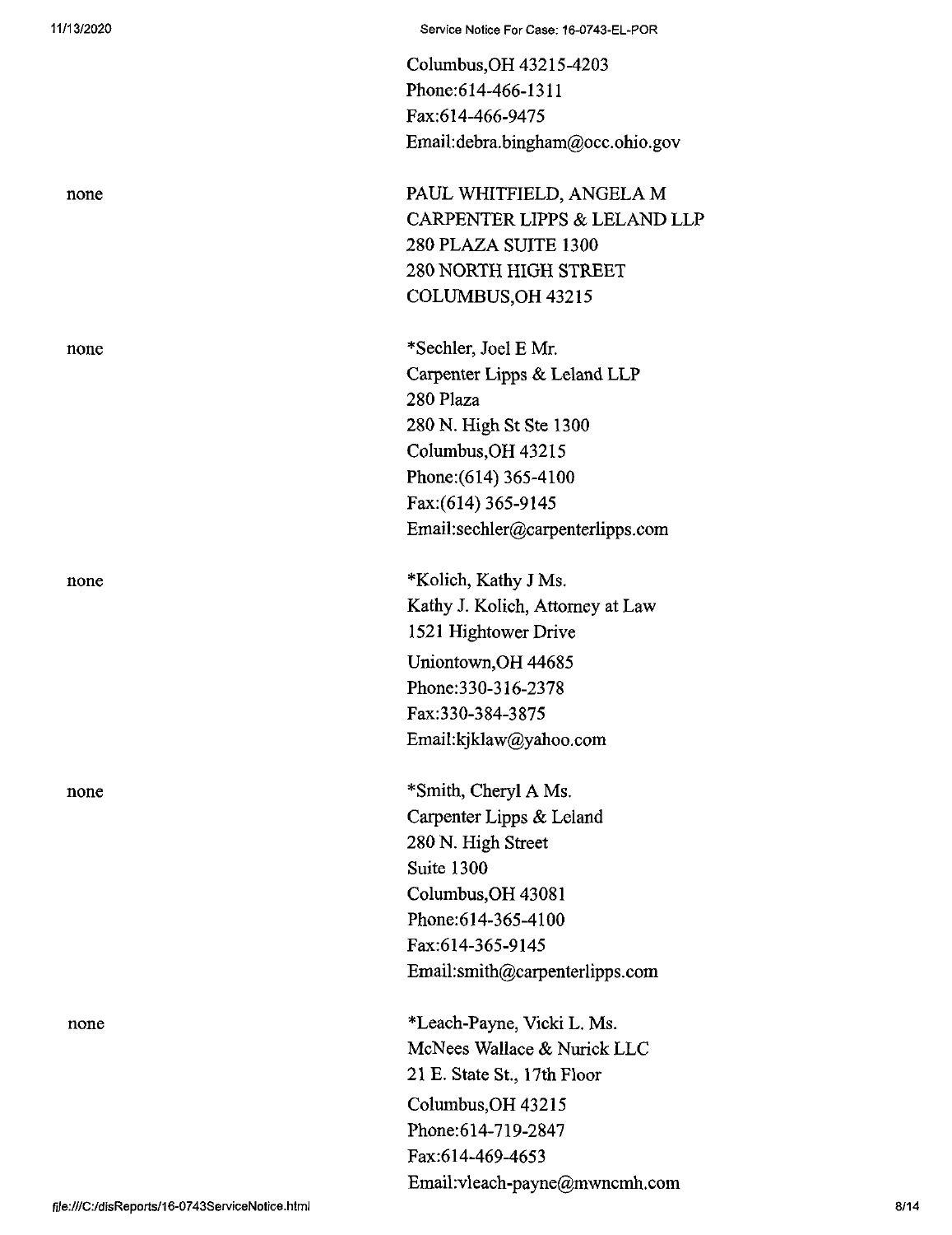Columbus,OH 43215-4203
Phone:614-466-1311
Fax:614-466-9475
Email:debra.bingham@occ.ohio.gov

| | |
|---|---|
| none | PAUL WHITFIELD, ANGELA M<br>CARPENTER LIPPS & LELAND LLP<br>280 PLAZA SUITE 1300<br>280 NORTH HIGH STREET<br>COLUMBUS,OH 43215 |
| none | *Sechler, Joel E Mr.<br>Carpenter Lipps & Leland LLP<br>280 Plaza<br>280 N. High St Ste 1300<br>Columbus,OH 43215<br>Phone:(614) 365-4100<br>Fax:(614) 365-9145<br>Email:sechler@carpenterlipps.com |
| none | *Kolich, Kathy J Ms.<br>Kathy J. Kolich, Attorney at Law<br>1521 Hightower Drive<br>Uniontown,OH 44685<br>Phone:330-316-2378<br>Fax:330-384-3875<br>Email:kjklaw@yahoo.com |
| none | *Smith, Cheryl A Ms.<br>Carpenter Lipps & Leland<br>280 N. High Street<br>Suite 1300<br>Columbus,OH 43081<br>Phone:614-365-4100<br>Fax:614-365-9145<br>Email:smith@carpenterlipps.com |
| none | *Leach-Payne, Vicki L. Ms.<br>McNees Wallace & Nurick LLC<br>21 E. State St., 17th Floor<br>Columbus,OH 43215<br>Phone:614-719-2847<br>Fax:614-469-4653<br>Email:vleach-payne@mwncmh.com |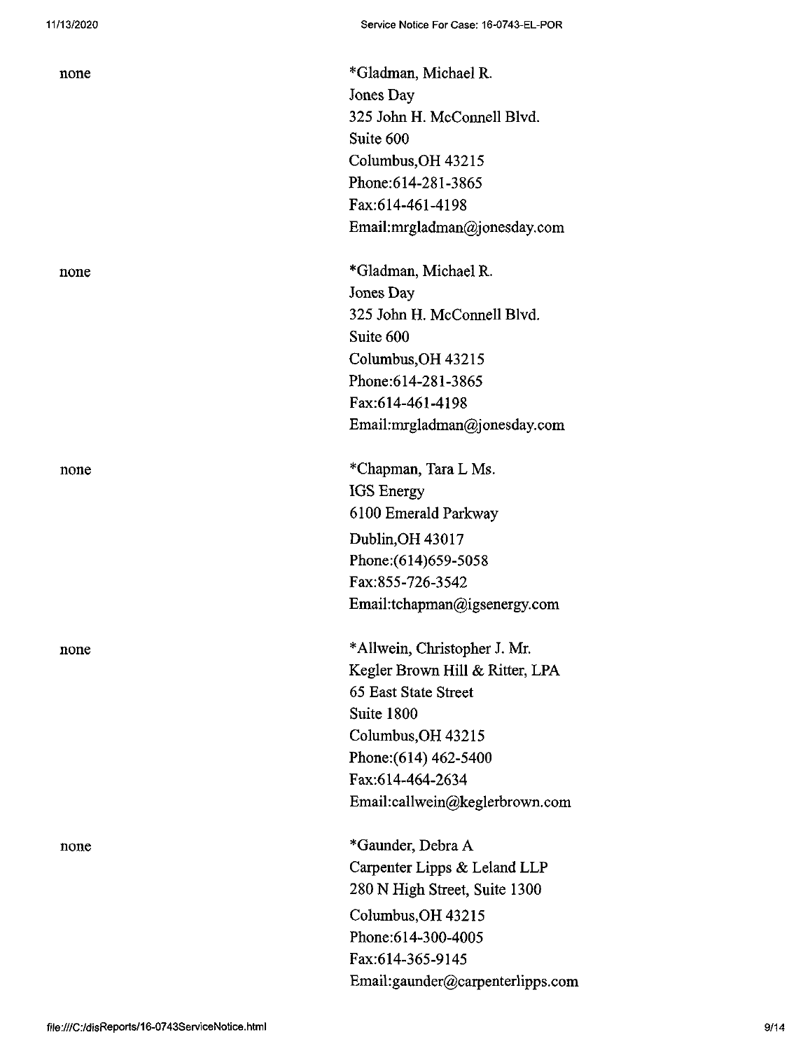| | |
|---|---|
| none | *Gladman, Michael R.<br>Jones Day<br>325 John H. McConnell Blvd.<br>Suite 600<br>Columbus,OH 43215<br>Phone:614-281-3865<br>Fax:614-461-4198<br>Email:mrgladman@jonesday.com |
| none | *Gladman, Michael R.<br>Jones Day<br>325 John H. McConnell Blvd.<br>Suite 600<br>Columbus,OH 43215<br>Phone:614-281-3865<br>Fax:614-461-4198<br>Email:mrgladman@jonesday.com |
| none | *Chapman, Tara L Ms.<br>IGS Energy<br>6100 Emerald Parkway<br>Dublin,OH 43017<br>Phone:(614)659-5058<br>Fax:855-726-3542<br>Email:tchapman@igsenergy.com |
| none | *Allwein, Christopher J. Mr.<br>Kegler Brown Hill & Ritter, LPA<br>65 East State Street<br>Suite 1800<br>Columbus,OH 43215<br>Phone:(614) 462-5400<br>Fax:614-464-2634<br>Email:callwein@keglerbrown.com |
| none | *Gaunder, Debra A<br>Carpenter Lipps & Leland LLP<br>280 N High Street, Suite 1300<br>Columbus,OH 43215<br>Phone:614-300-4005<br>Fax:614-365-9145<br>Email:gaunder@carpenterlipps.com |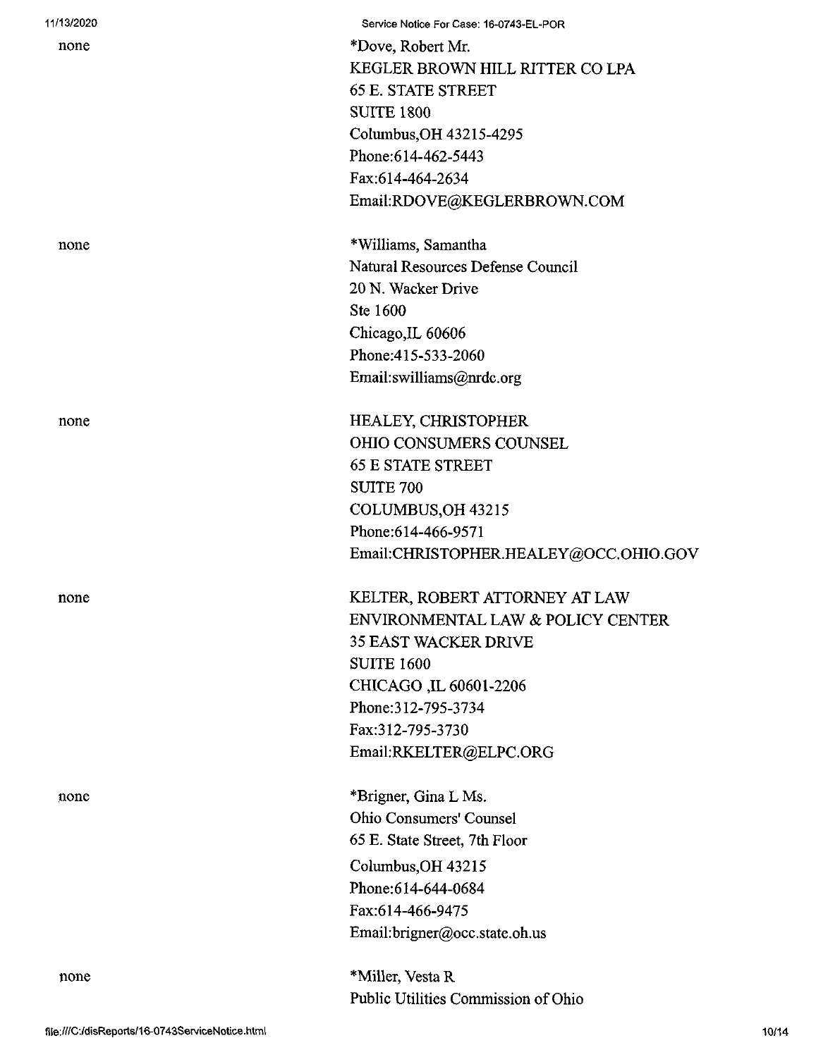none

*Dove, Robert Mr.
KEGLER BROWN HILL RITTER CO LPA
65 E. STATE STREET
SUITE 1800
Columbus,OH 43215-4295
Phone:614-462-5443
Fax:614-464-2634
Email:RDOVE@KEGLERBROWN.COM

none

*Williams, Samantha
Natural Resources Defense Council
20 N. Wacker Drive
Ste 1600
Chicago,IL 60606
Phone:415-533-2060
Email:swilliams@nrdc.org

none

HEALEY, CHRISTOPHER
OHIO CONSUMERS COUNSEL
65 E STATE STREET
SUITE 700
COLUMBUS,OH 43215
Phone:614-466-9571
Email:CHRISTOPHER.HEALEY@OCC.OHIO.GOV

none

KELTER, ROBERT ATTORNEY AT LAW
ENVIRONMENTAL LAW & POLICY CENTER
35 EAST WACKER DRIVE
SUITE 1600
CHICAGO ,IL 60601-2206
Phone:312-795-3734
Fax:312-795-3730
Email:RKELTER@ELPC.ORG

none

*Brigner, Gina L Ms.
Ohio Consumers' Counsel
65 E. State Street, 7th Floor
Columbus,OH 43215
Phone:614-644-0684
Fax:614-466-9475
Email:brigner@occ.state.oh.us

none

*Miller, Vesta R
Public Utilities Commission of Ohio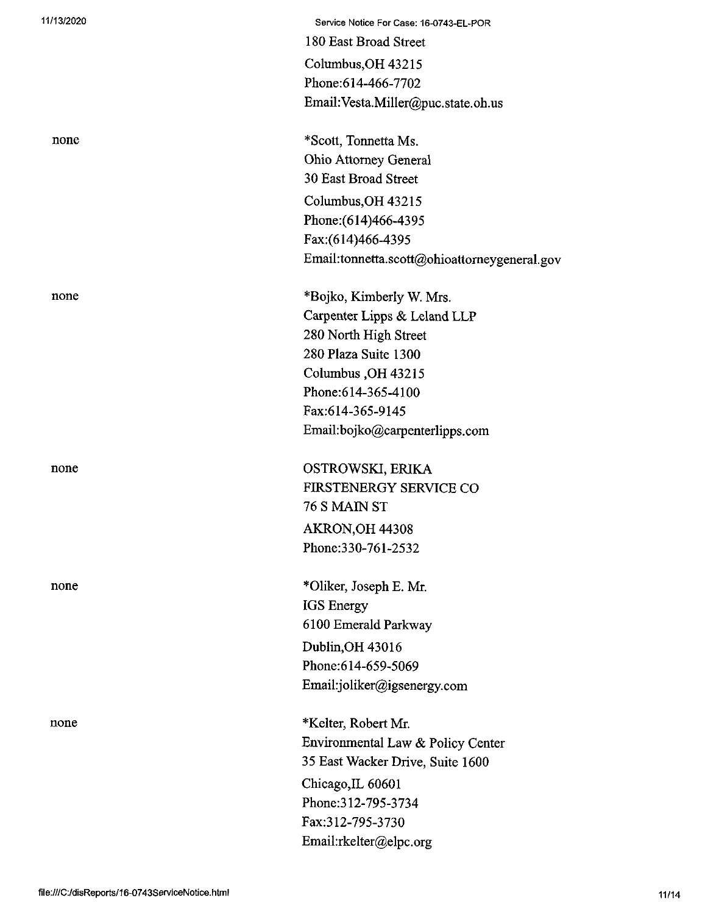180 East Broad Street
Columbus,OH 43215
Phone:614-466-7702
Email:Vesta.Miller@puc.state.oh.us

| | |
|---|---|
| none | *Scott, Tonnetta Ms.<br>Ohio Attorney General<br>30 East Broad Street<br>Columbus,OH 43215<br>Phone:(614)466-4395<br>Fax:(614)466-4395<br>Email:tonnetta.scott@ohioattorneygeneral.gov |
| none | *Bojko, Kimberly W. Mrs.<br>Carpenter Lipps & Leland LLP<br>280 North High Street<br>280 Plaza Suite 1300<br>Columbus ,OH 43215<br>Phone:614-365-4100<br>Fax:614-365-9145<br>Email:bojko@carpenterlipps.com |
| none | OSTROWSKI, ERIKA<br>FIRSTENERGY SERVICE CO<br>76 S MAIN ST<br>AKRON,OH 44308<br>Phone:330-761-2532 |
| none | *Oliker, Joseph E. Mr.<br>IGS Energy<br>6100 Emerald Parkway<br>Dublin,OH 43016<br>Phone:614-659-5069<br>Email:joliker@igsenergy.com |
| none | *Kelter, Robert Mr.<br>Environmental Law & Policy Center<br>35 East Wacker Drive, Suite 1600<br>Chicago,IL 60601<br>Phone:312-795-3734<br>Fax:312-795-3730<br>Email:rkelter@elpc.org |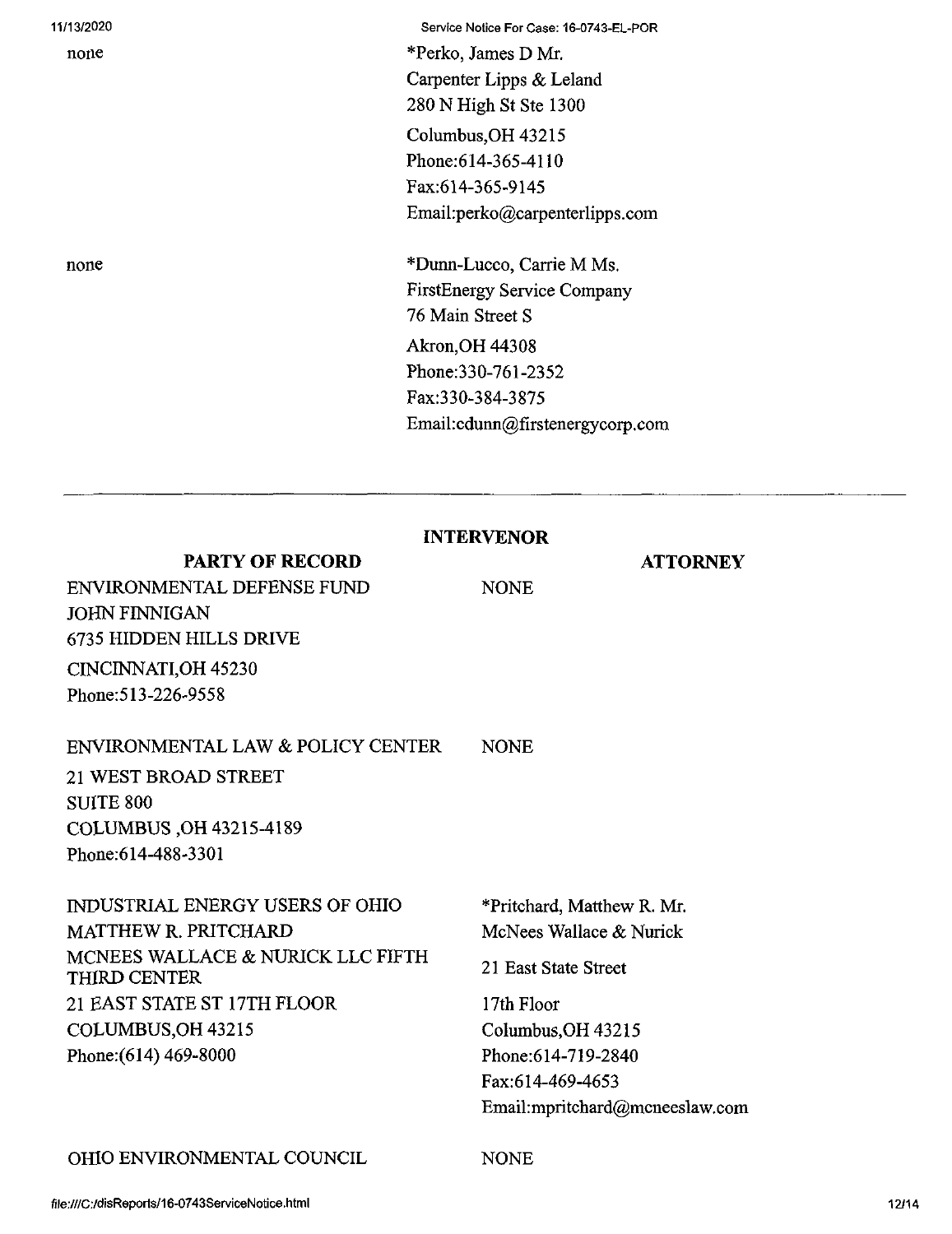| | |
|---|---|
| none | *Perko, James D Mr.<br>Carpenter Lipps & Leland<br>280 N High St Ste 1300<br>Columbus,OH 43215<br>Phone:614-365-4110<br>Fax:614-365-9145<br>Email:perko@carpenterlipps.com |
| none | *Dunn-Lucco, Carrie M Ms.<br>FirstEnergy Service Company<br>76 Main Street S<br>Akron,OH 44308<br>Phone:330-761-2352<br>Fax:330-384-3875<br>Email:cdunn@firstenergycorp.com |

---

**INTERVENOR**

| PARTY OF RECORD | ATTORNEY |
|---|---|
| ENVIRONMENTAL DEFENSE FUND<br>JOHN FINNIGAN<br>6735 HIDDEN HILLS DRIVE<br>CINCINNATI,OH 45230<br>Phone:513-226-9558 | NONE |
| ENVIRONMENTAL LAW & POLICY CENTER<br>21 WEST BROAD STREET<br>SUITE 800<br>COLUMBUS ,OH 43215-4189<br>Phone:614-488-3301 | NONE |
| INDUSTRIAL ENERGY USERS OF OHIO<br>MATTHEW R. PRITCHARD<br>MCNEES WALLACE & NURICK LLC FIFTH THIRD CENTER<br>21 EAST STATE ST 17TH FLOOR<br>COLUMBUS,OH 43215<br>Phone:(614) 469-8000 | *Pritchard, Matthew R. Mr.<br>McNees Wallace & Nurick<br>21 East State Street<br>17th Floor<br>Columbus,OH 43215<br>Phone:614-719-2840<br>Fax:614-469-4653<br>Email:mpritchard@mcneeslaw.com |
| OHIO ENVIRONMENTAL COUNCIL | NONE |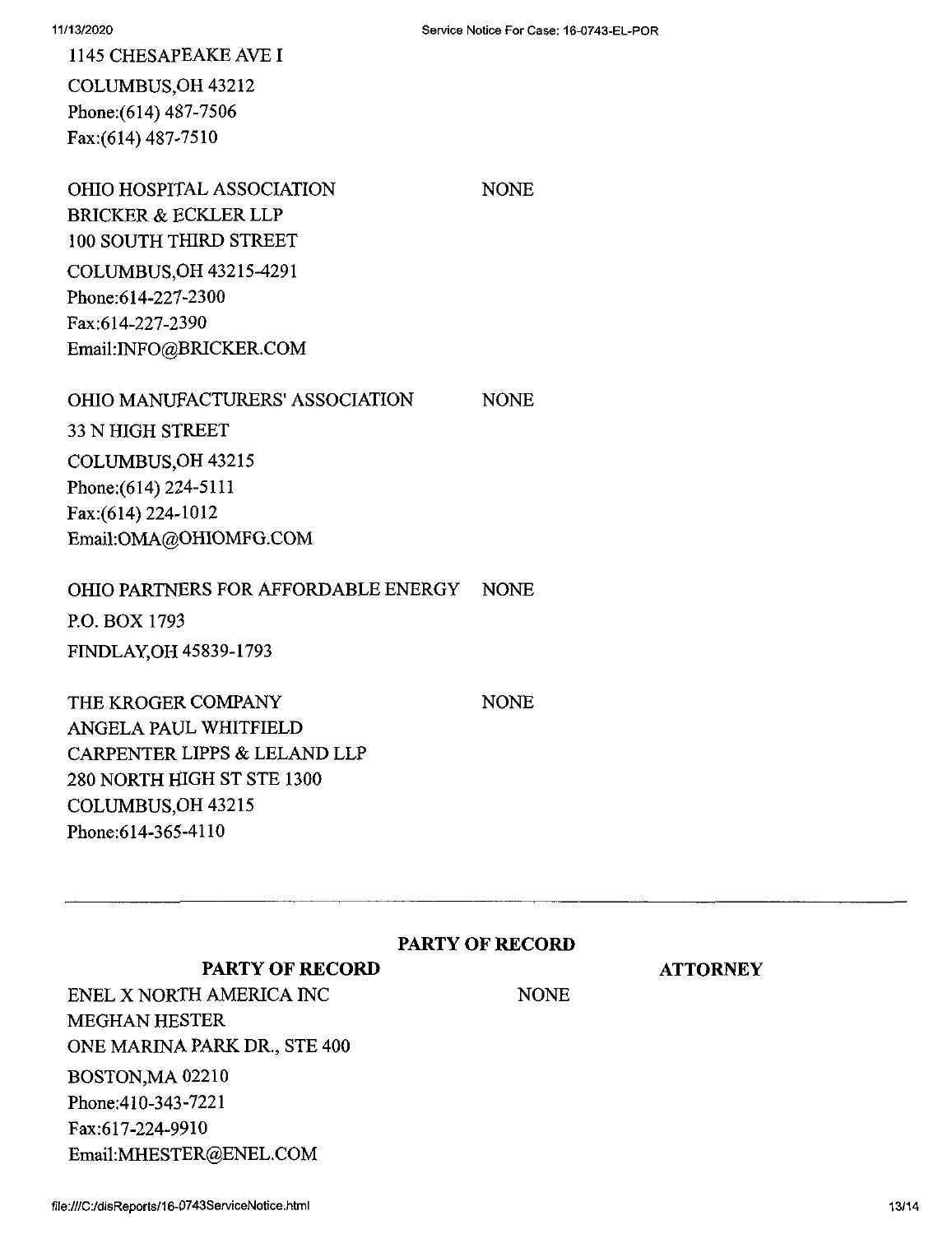1145 CHESAPEAKE AVE I
COLUMBUS,OH 43212
Phone:(614) 487-7506
Fax:(614) 487-7510

| | |
|---|---|
| OHIO HOSPITAL ASSOCIATION<br>BRICKER & ECKLER LLP<br>100 SOUTH THIRD STREET<br>COLUMBUS,OH 43215-4291<br>Phone:614-227-2300<br>Fax:614-227-2390<br>Email:INFO@BRICKER.COM | NONE |
| OHIO MANUFACTURERS' ASSOCIATION<br>33 N HIGH STREET<br>COLUMBUS,OH 43215<br>Phone:(614) 224-5111<br>Fax:(614) 224-1012<br>Email:OMA@OHIOMFG.COM | NONE |
| OHIO PARTNERS FOR AFFORDABLE ENERGY<br>P.O. BOX 1793<br>FINDLAY,OH 45839-1793 | NONE |
| THE KROGER COMPANY<br>ANGELA PAUL WHITFIELD<br>CARPENTER LIPPS & LELAND LLP<br>280 NORTH HIGH ST STE 1300<br>COLUMBUS,OH 43215<br>Phone:614-365-4110 | NONE |

---

## PARTY OF RECORD

| PARTY OF RECORD | ATTORNEY |
|---|---|
| ENEL X NORTH AMERICA INC<br>MEGHAN HESTER<br>ONE MARINA PARK DR., STE 400<br>BOSTON,MA 02210<br>Phone:410-343-7221<br>Fax:617-224-9910<br>Email:MHESTER@ENEL.COM | NONE |